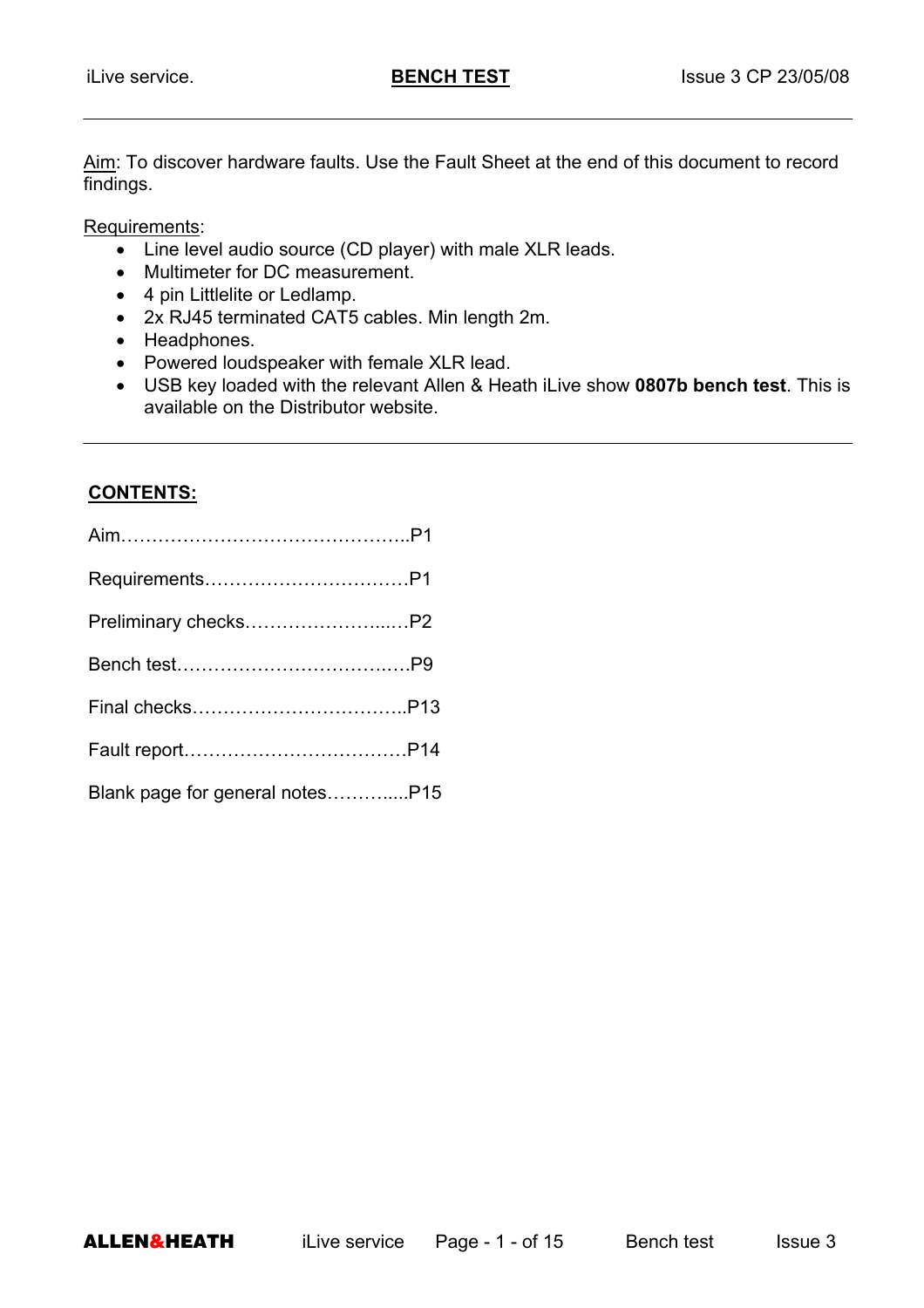**BENCH TEST**

Aim: To discover hardware faults. Use the Fault Sheet at the end of this document to record findings.

Requirements:

- Line level audio source (CD player) with male XLR leads.
- Multimeter for DC measurement.
- 4 pin Littlelite or Ledlamp.
- 2x RJ45 terminated CAT5 cables. Min length 2m.
- Headphones.
- Powered loudspeaker with female XLR lead.
- USB key loaded with the relevant Allen & Heath iLive show **0807b bench test**. This is available on the Distributor website.

---

**CONTENTS:**

Aim……………………………………….P1

Requirements……………………………P1

Preliminary checks…………………...…P2

Bench test……………………………..….P9

Final checks……………………………..P13

Fault report………………………………P14

Blank page for general notes………....P15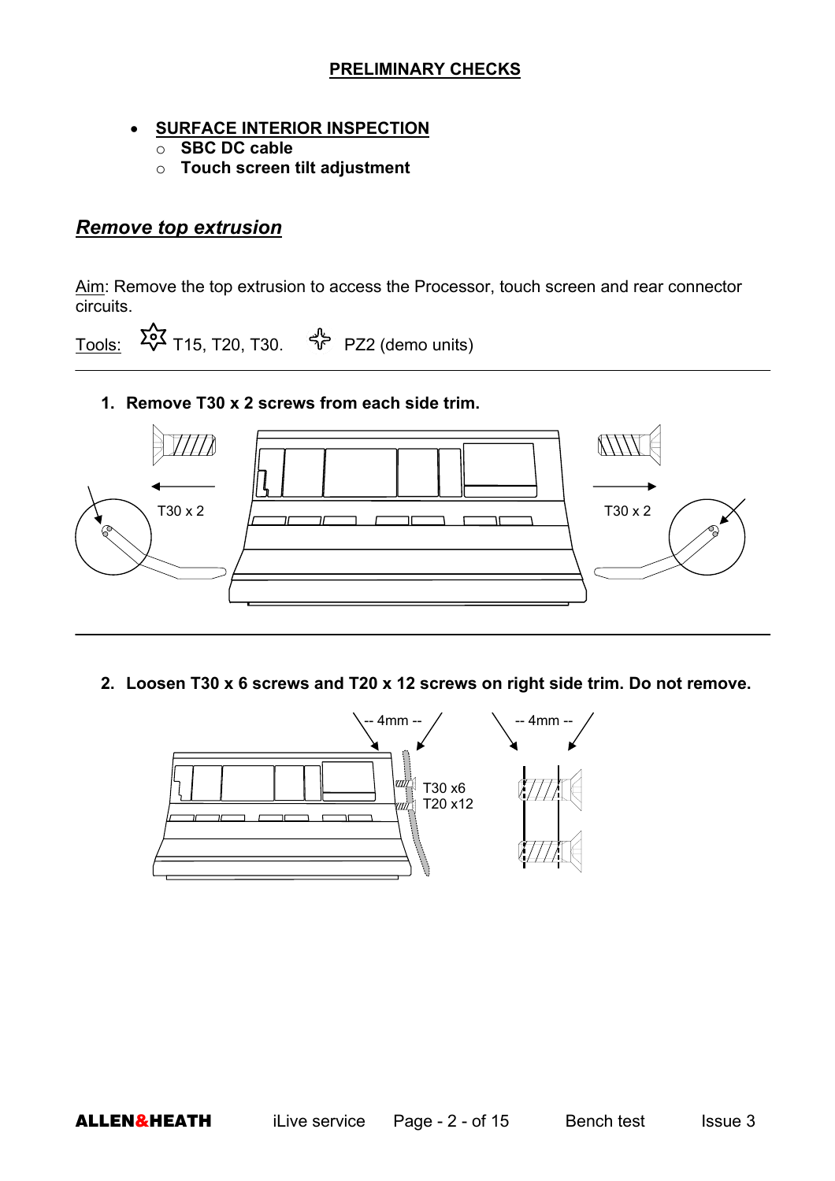**PRELIMINARY CHECKS**

- **SURFACE INTERIOR INSPECTION**
  - **SBC DC cable**
  - **Touch screen tilt adjustment**

## *Remove top extrusion*

Aim: Remove the top extrusion to access the Processor, touch screen and rear connector circuits.

Tools: T15, T20, T30. PZ2 (demo units)

1. **Remove T30 x 2 screws from each side trim.**

T30 x 2

T30 x 2

2. **Loosen T30 x 6 screws and T20 x 12 screws on right side trim. Do not remove.**

-- 4mm --

-- 4mm --

T30 x6
T20 x12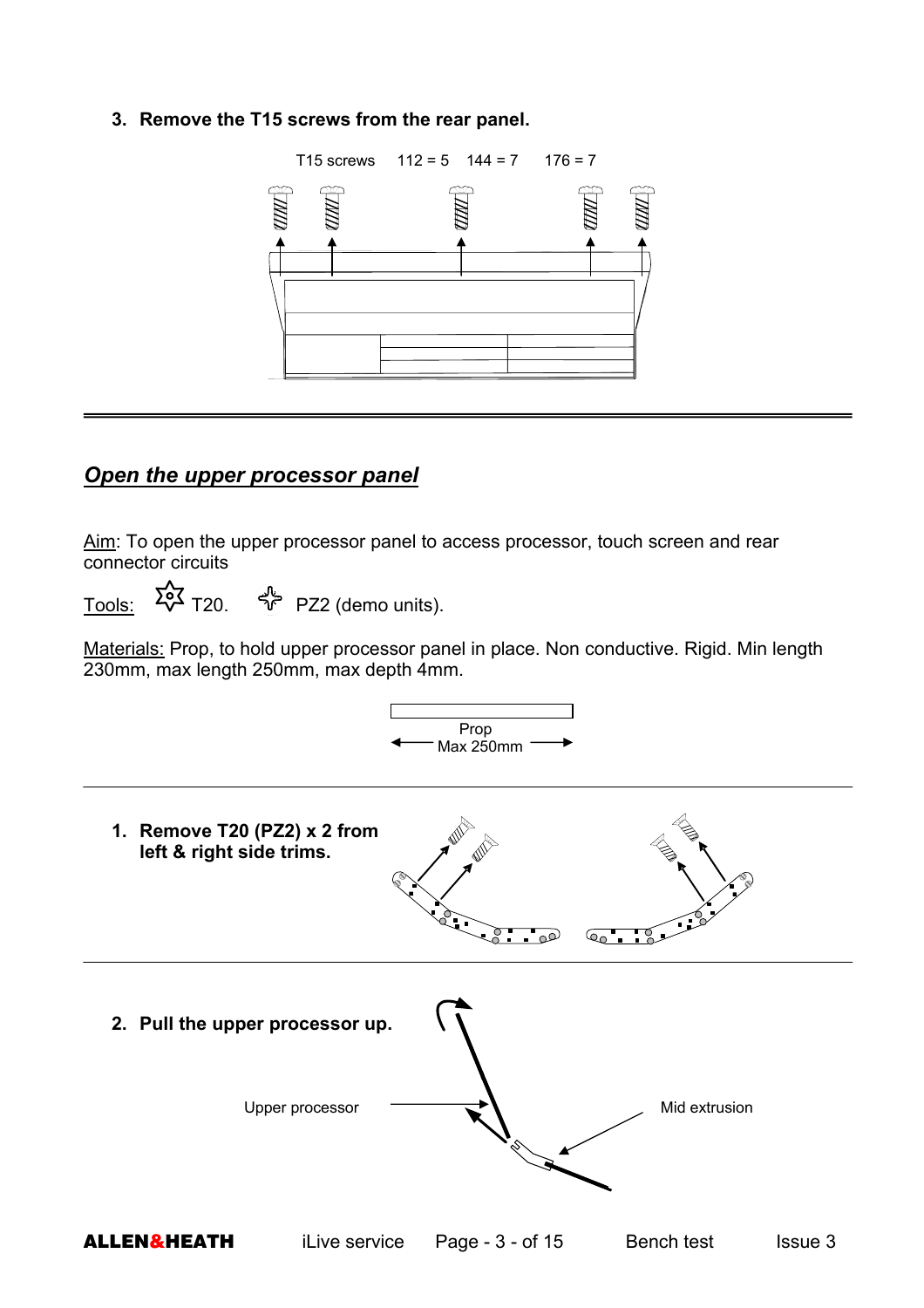3. **Remove the T15 screws from the rear panel.**

T15 screws 112 = 5 144 = 7 176 = 7

---

## *Open the upper processor panel*

Aim: To open the upper processor panel to access processor, touch screen and rear connector circuits

Tools: T20. PZ2 (demo units).

Materials: Prop, to hold upper processor panel in place. Non conductive. Rigid. Min length 230mm, max length 250mm, max depth 4mm.

Prop
Max 250mm

---

1. **Remove T20 (PZ2) x 2 from left & right side trims.**

---

2. **Pull the upper processor up.**

Upper processor

Mid extrusion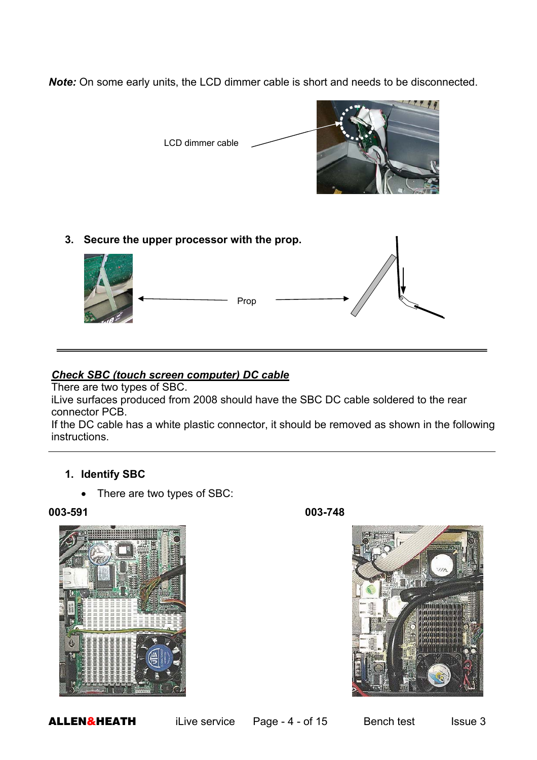***Note:*** On some early units, the LCD dimmer cable is short and needs to be disconnected.

LCD dimmer cable

3. **Secure the upper processor with the prop.**

Prop

---

***Check SBC (touch screen computer) DC cable***

There are two types of SBC.

iLive surfaces produced from 2008 should have the SBC DC cable soldered to the rear connector PCB.

If the DC cable has a white plastic connector, it should be removed as shown in the following instructions.

---

1. **Identify SBC**
   - There are two types of SBC:

**003-591**

**003-748**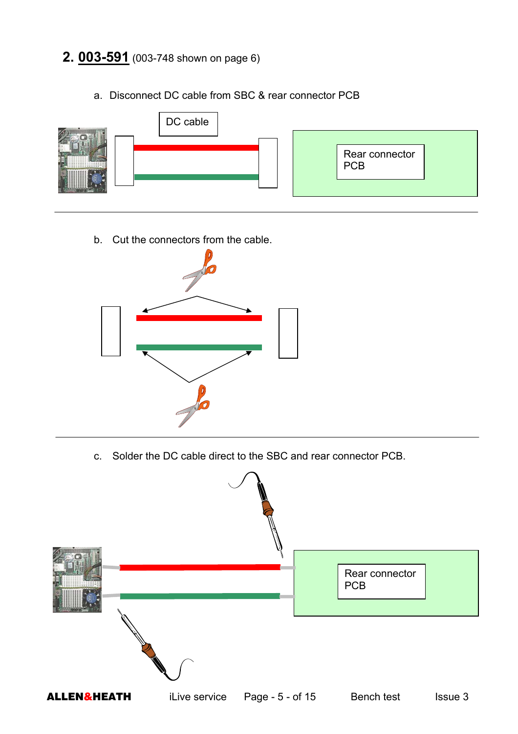## 2. <u>003-591</u> (003-748 shown on page 6)

a. Disconnect DC cable from SBC & rear connector PCB

DC cable

Rear connector PCB

b. Cut the connectors from the cable.

c. Solder the DC cable direct to the SBC and rear connector PCB.

Rear connector PCB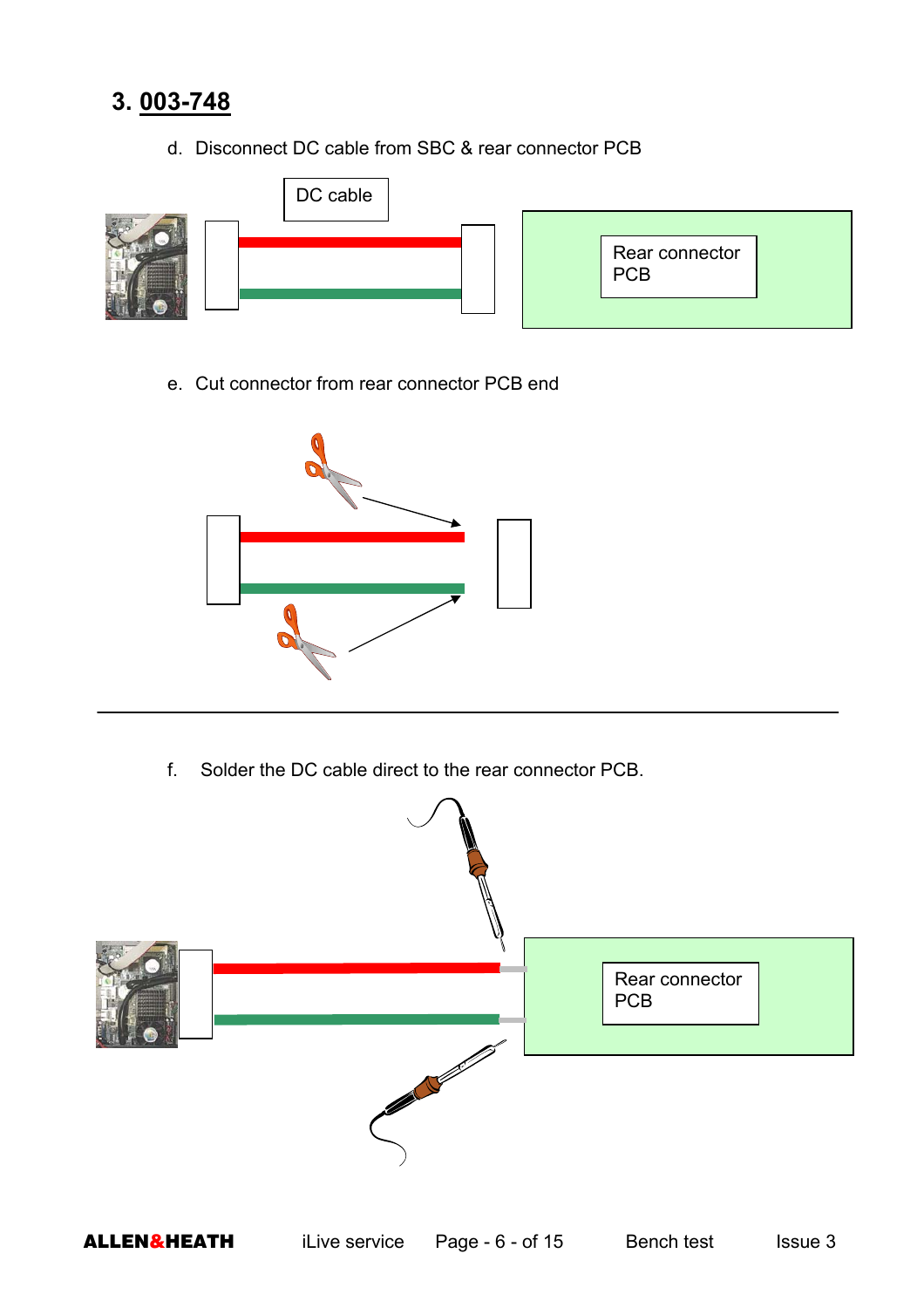## 3. 003-748

d. Disconnect DC cable from SBC & rear connector PCB

DC cable

Rear connector PCB

e. Cut connector from rear connector PCB end

---

f. Solder the DC cable direct to the rear connector PCB.

Rear connector PCB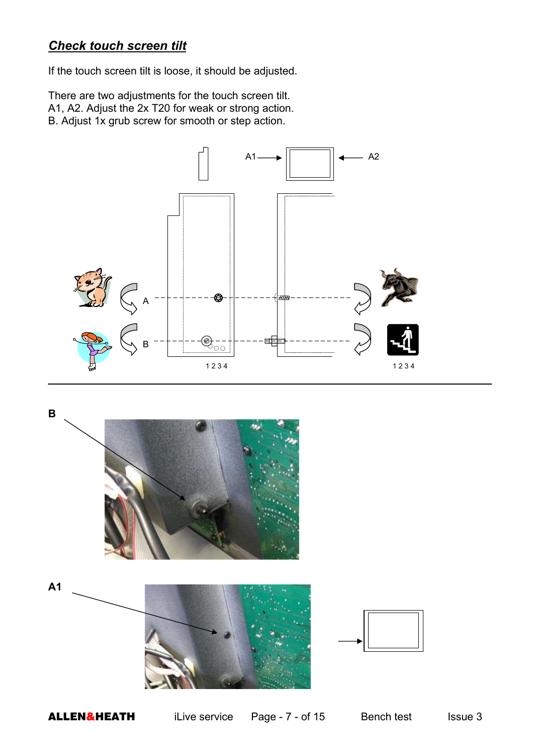## ***Check touch screen tilt***

If the touch screen tilt is loose, it should be adjusted.

There are two adjustments for the touch screen tilt.
A1, A2. Adjust the 2x T20 for weak or strong action.
B. Adjust 1x grub screw for smooth or step action.

A1 A2

A

B

1 2 3 4

1 2 3 4

**B**

**A1**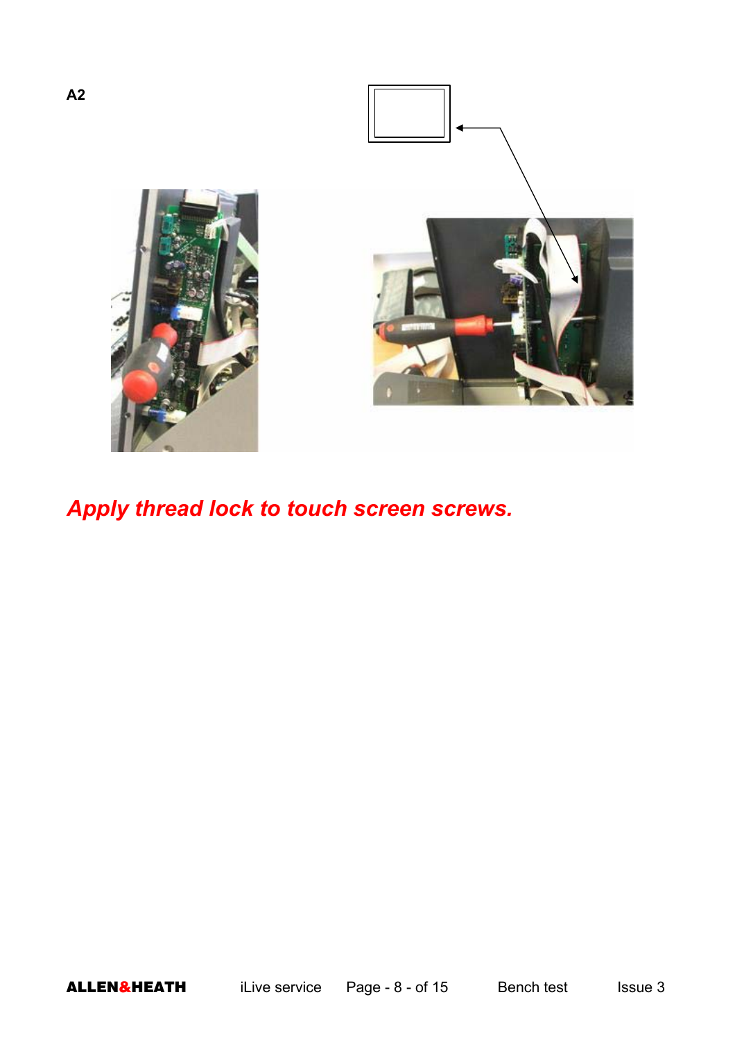**A2**

***Apply thread lock to touch screen screws.***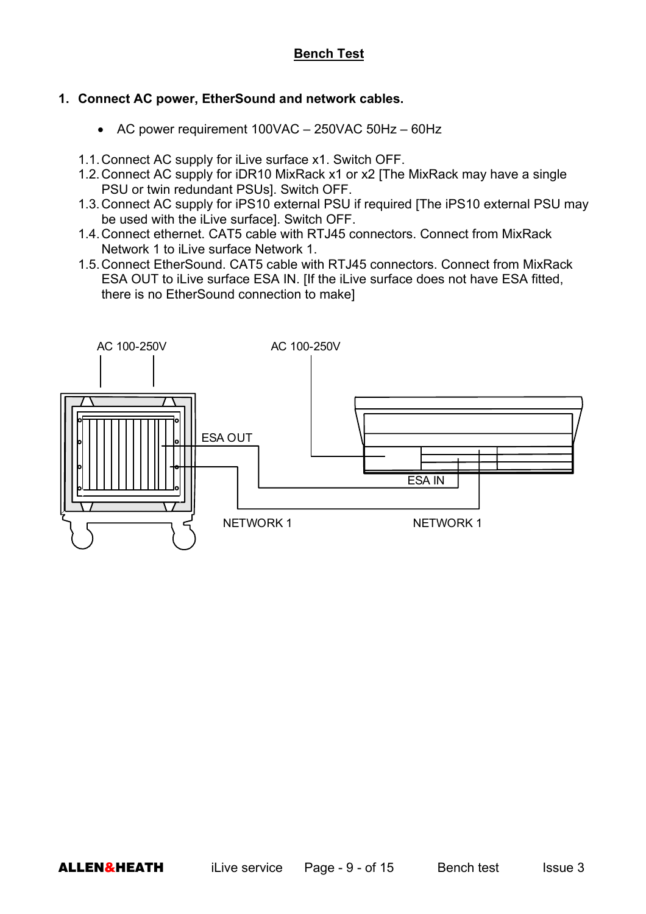# Bench Test

## 1. Connect AC power, EtherSound and network cables.

- AC power requirement 100VAC – 250VAC 50Hz – 60Hz

1.1. Connect AC supply for iLive surface x1. Switch OFF.
1.2. Connect AC supply for iDR10 MixRack x1 or x2 [The MixRack may have a single PSU or twin redundant PSUs]. Switch OFF.
1.3. Connect AC supply for iPS10 external PSU if required [The iPS10 external PSU may be used with the iLive surface]. Switch OFF.
1.4. Connect ethernet. CAT5 cable with RTJ45 connectors. Connect from MixRack Network 1 to iLive surface Network 1.
1.5. Connect EtherSound. CAT5 cable with RTJ45 connectors. Connect from MixRack ESA OUT to iLive surface ESA IN. [If the iLive surface does not have ESA fitted, there is no EtherSound connection to make]

AC 100-250V    AC 100-250V

ESA OUT    ESA IN

NETWORK 1    NETWORK 1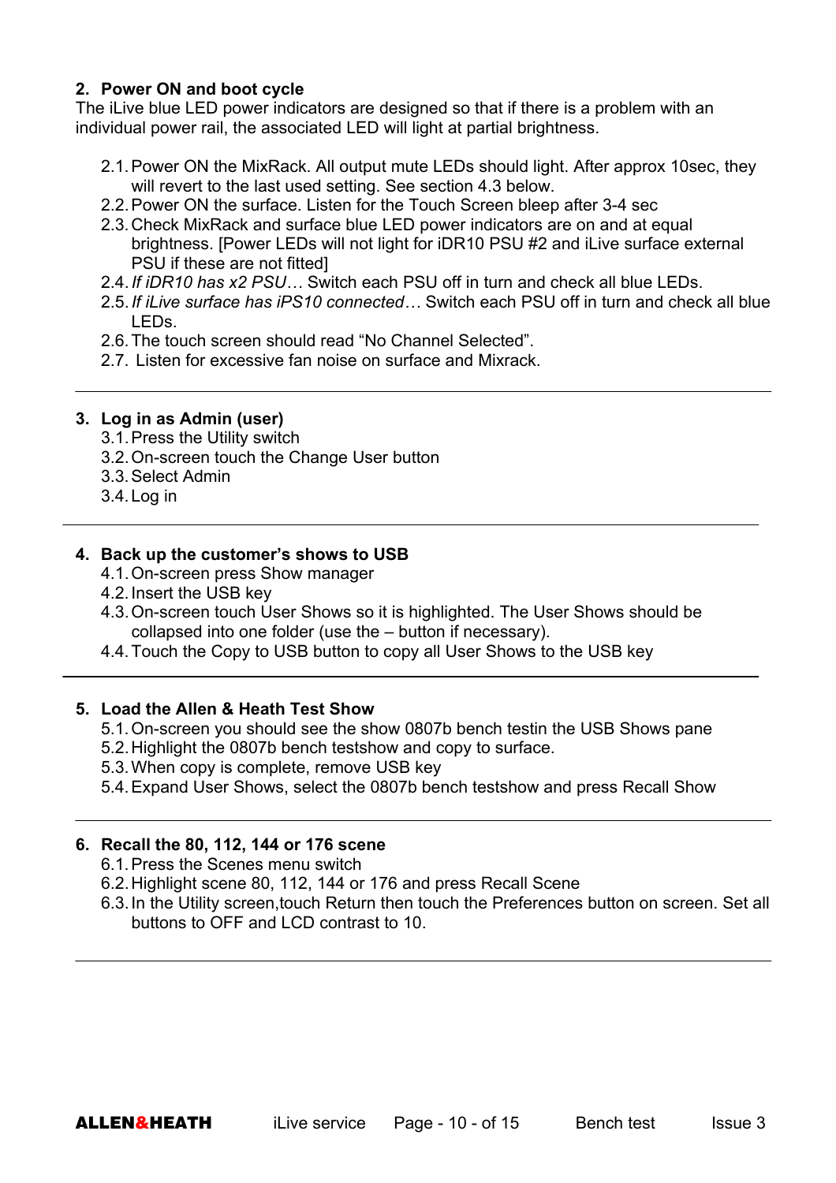## 2. Power ON and boot cycle

The iLive blue LED power indicators are designed so that if there is a problem with an individual power rail, the associated LED will light at partial brightness.

2.1. Power ON the MixRack. All output mute LEDs should light. After approx 10sec, they will revert to the last used setting. See section 4.3 below.
2.2. Power ON the surface. Listen for the Touch Screen bleep after 3-4 sec
2.3. Check MixRack and surface blue LED power indicators are on and at equal brightness. [Power LEDs will not light for iDR10 PSU #2 and iLive surface external PSU if these are not fitted]
2.4. *If iDR10 has x2 PSU…* Switch each PSU off in turn and check all blue LEDs.
2.5. *If iLive surface has iPS10 connected…* Switch each PSU off in turn and check all blue LEDs.
2.6. The touch screen should read “No Channel Selected”.
2.7. Listen for excessive fan noise on surface and Mixrack.

---

## 3. Log in as Admin (user)

3.1. Press the Utility switch
3.2. On-screen touch the Change User button
3.3. Select Admin
3.4. Log in

---

## 4. Back up the customer’s shows to USB

4.1. On-screen press Show manager
4.2. Insert the USB key
4.3. On-screen touch User Shows so it is highlighted. The User Shows should be collapsed into one folder (use the – button if necessary).
4.4. Touch the Copy to USB button to copy all User Shows to the USB key

---

## 5. Load the Allen & Heath Test Show

5.1. On-screen you should see the show 0807b bench testin the USB Shows pane
5.2. Highlight the 0807b bench testshow and copy to surface.
5.3. When copy is complete, remove USB key
5.4. Expand User Shows, select the 0807b bench testshow and press Recall Show

---

## 6. Recall the 80, 112, 144 or 176 scene

6.1. Press the Scenes menu switch
6.2. Highlight scene 80, 112, 144 or 176 and press Recall Scene
6.3. In the Utility screen,touch Return then touch the Preferences button on screen. Set all buttons to OFF and LCD contrast to 10.

---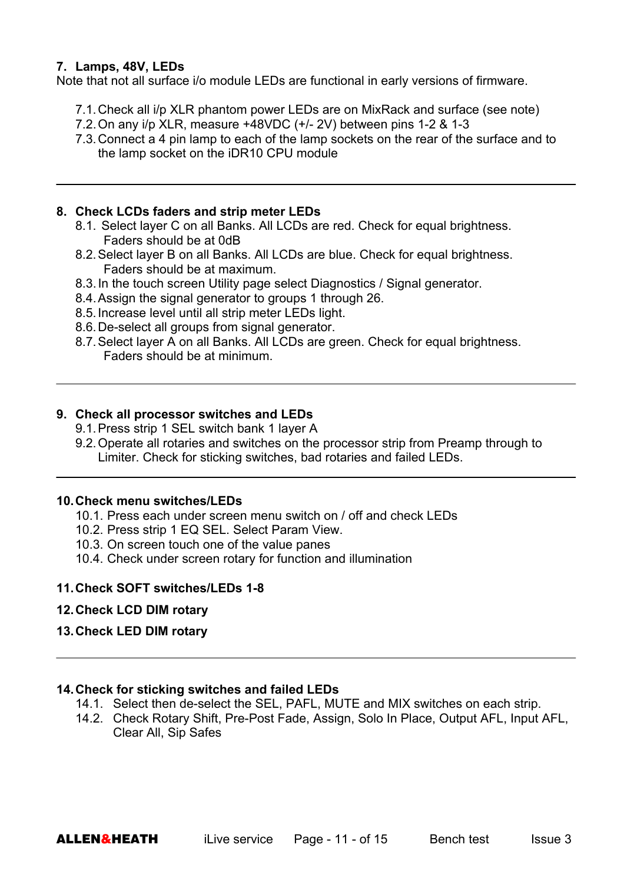### 7. Lamps, 48V, LEDs

Note that not all surface i/o module LEDs are functional in early versions of firmware.

- 7.1. Check all i/p XLR phantom power LEDs are on MixRack and surface (see note)
- 7.2. On any i/p XLR, measure +48VDC (+/- 2V) between pins 1-2 & 1-3
- 7.3. Connect a 4 pin lamp to each of the lamp sockets on the rear of the surface and to the lamp socket on the iDR10 CPU module

---

### 8. Check LCDs faders and strip meter LEDs

- 8.1. Select layer C on all Banks. All LCDs are red. Check for equal brightness. Faders should be at 0dB
- 8.2. Select layer B on all Banks. All LCDs are blue. Check for equal brightness. Faders should be at maximum.
- 8.3. In the touch screen Utility page select Diagnostics / Signal generator.
- 8.4. Assign the signal generator to groups 1 through 26.
- 8.5. Increase level until all strip meter LEDs light.
- 8.6. De-select all groups from signal generator.
- 8.7. Select layer A on all Banks. All LCDs are green. Check for equal brightness. Faders should be at minimum.

---

### 9. Check all processor switches and LEDs

- 9.1. Press strip 1 SEL switch bank 1 layer A
- 9.2. Operate all rotaries and switches on the processor strip from Preamp through to Limiter. Check for sticking switches, bad rotaries and failed LEDs.

---

### 10. Check menu switches/LEDs

- 10.1. Press each under screen menu switch on / off and check LEDs
- 10.2. Press strip 1 EQ SEL. Select Param View.
- 10.3. On screen touch one of the value panes
- 10.4. Check under screen rotary for function and illumination

### 11. Check SOFT switches/LEDs 1-8

### 12. Check LCD DIM rotary

### 13. Check LED DIM rotary

---

### 14. Check for sticking switches and failed LEDs

- 14.1. Select then de-select the SEL, PAFL, MUTE and MIX switches on each strip.
- 14.2. Check Rotary Shift, Pre-Post Fade, Assign, Solo In Place, Output AFL, Input AFL, Clear All, Sip Safes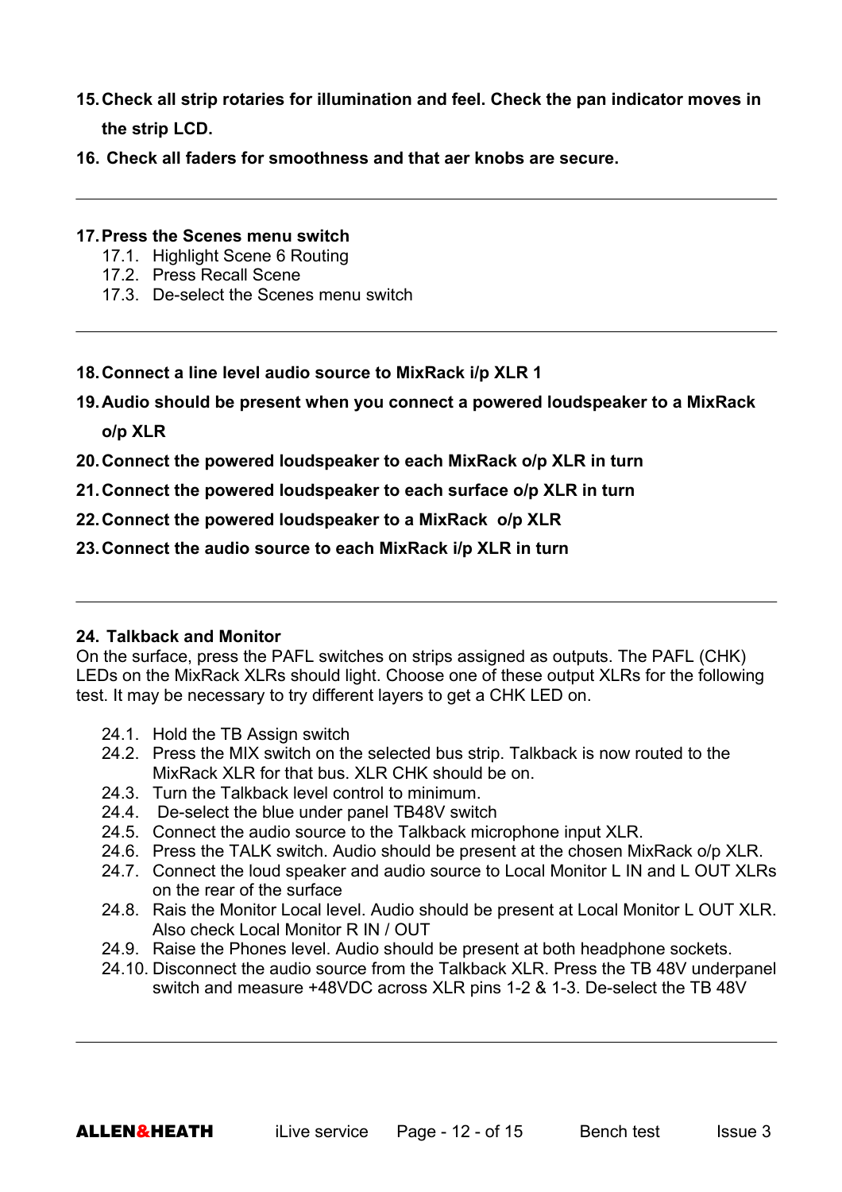**15. Check all strip rotaries for illumination and feel. Check the pan indicator moves in the strip LCD.**

**16. Check all faders for smoothness and that aer knobs are secure.**

---

**17. Press the Scenes menu switch**

17.1. Highlight Scene 6 Routing
17.2. Press Recall Scene
17.3. De-select the Scenes menu switch

---

**18. Connect a line level audio source to MixRack i/p XLR 1**

**19. Audio should be present when you connect a powered loudspeaker to a MixRack o/p XLR**

**20. Connect the powered loudspeaker to each MixRack o/p XLR in turn**

**21. Connect the powered loudspeaker to each surface o/p XLR in turn**

**22. Connect the powered loudspeaker to a MixRack o/p XLR**

**23. Connect the audio source to each MixRack i/p XLR in turn**

---

**24. Talkback and Monitor**

On the surface, press the PAFL switches on strips assigned as outputs. The PAFL (CHK) LEDs on the MixRack XLRs should light. Choose one of these output XLRs for the following test. It may be necessary to try different layers to get a CHK LED on.

24.1. Hold the TB Assign switch
24.2. Press the MIX switch on the selected bus strip. Talkback is now routed to the MixRack XLR for that bus. XLR CHK should be on.
24.3. Turn the Talkback level control to minimum.
24.4. De-select the blue under panel TB48V switch
24.5. Connect the audio source to the Talkback microphone input XLR.
24.6. Press the TALK switch. Audio should be present at the chosen MixRack o/p XLR.
24.7. Connect the loud speaker and audio source to Local Monitor L IN and L OUT XLRs on the rear of the surface
24.8. Rais the Monitor Local level. Audio should be present at Local Monitor L OUT XLR. Also check Local Monitor R IN / OUT
24.9. Raise the Phones level. Audio should be present at both headphone sockets.
24.10. Disconnect the audio source from the Talkback XLR. Press the TB 48V underpanel switch and measure +48VDC across XLR pins 1-2 & 1-3. De-select the TB 48V

---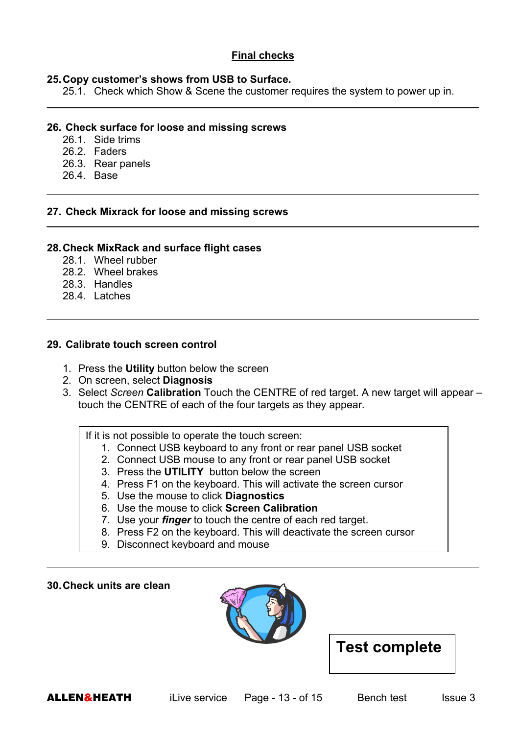## Final checks

**25. Copy customer's shows from USB to Surface.**

25.1. Check which Show & Scene the customer requires the system to power up in.

---

**26. Check surface for loose and missing screws**

26.1. Side trims
26.2. Faders
26.3. Rear panels
26.4. Base

---

**27. Check Mixrack for loose and missing screws**

---

**28. Check MixRack and surface flight cases**

28.1. Wheel rubber
28.2. Wheel brakes
28.3. Handles
28.4. Latches

---

**29. Calibrate touch screen control**

1. Press the **Utility** button below the screen
2. On screen, select **Diagnosis**
3. Select *Screen* **Calibration** Touch the CENTRE of red target. A new target will appear – touch the CENTRE of each of the four targets as they appear.

> If it is not possible to operate the touch screen:
> 1. Connect USB keyboard to any front or rear panel USB socket
> 2. Connect USB mouse to any front or rear panel USB socket
> 3. Press the **UTILITY** button below the screen
> 4. Press F1 on the keyboard. This will activate the screen cursor
> 5. Use the mouse to click **Diagnostics**
> 6. Use the mouse to click **Screen Calibration**
> 7. Use your ***finger*** to touch the centre of each red target.
> 8. Press F2 on the keyboard. This will deactivate the screen cursor
> 9. Disconnect keyboard and mouse

---

**30. Check units are clean**

**Test complete**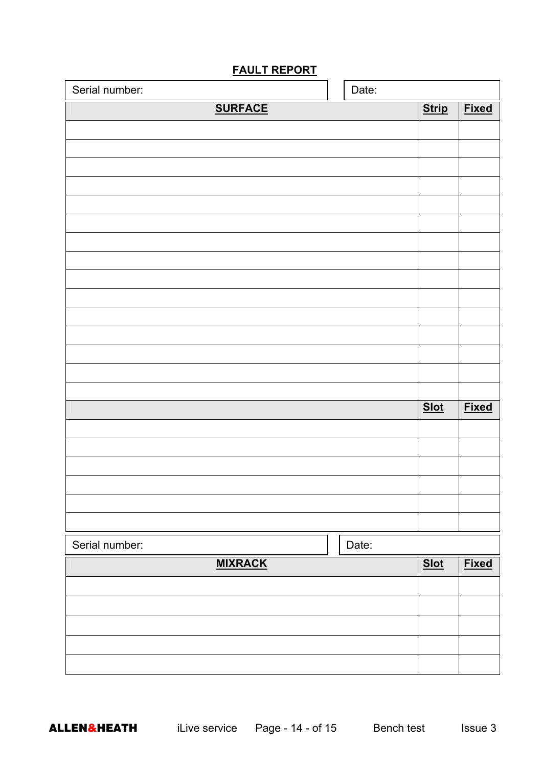## FAULT REPORT

| Serial number: | Date: |
|---|---|

| SURFACE | Strip | Fixed |
|---|---|---|
| | | |
| | | |
| | | |
| | | |
| | | |
| | | |
| | | |
| | | |
| | | |
| | | |
| | | |
| | | |
| | | |
| | | |
| | | |
| | **Slot** | **Fixed** |
| | | |
| | | |
| | | |
| | | |
| | | |
| | | |

| Serial number: | Date: |
|---|---|

| MIXRACK | Slot | Fixed |
|---|---|---|
| | | |
| | | |
| | | |
| | | |
| | | |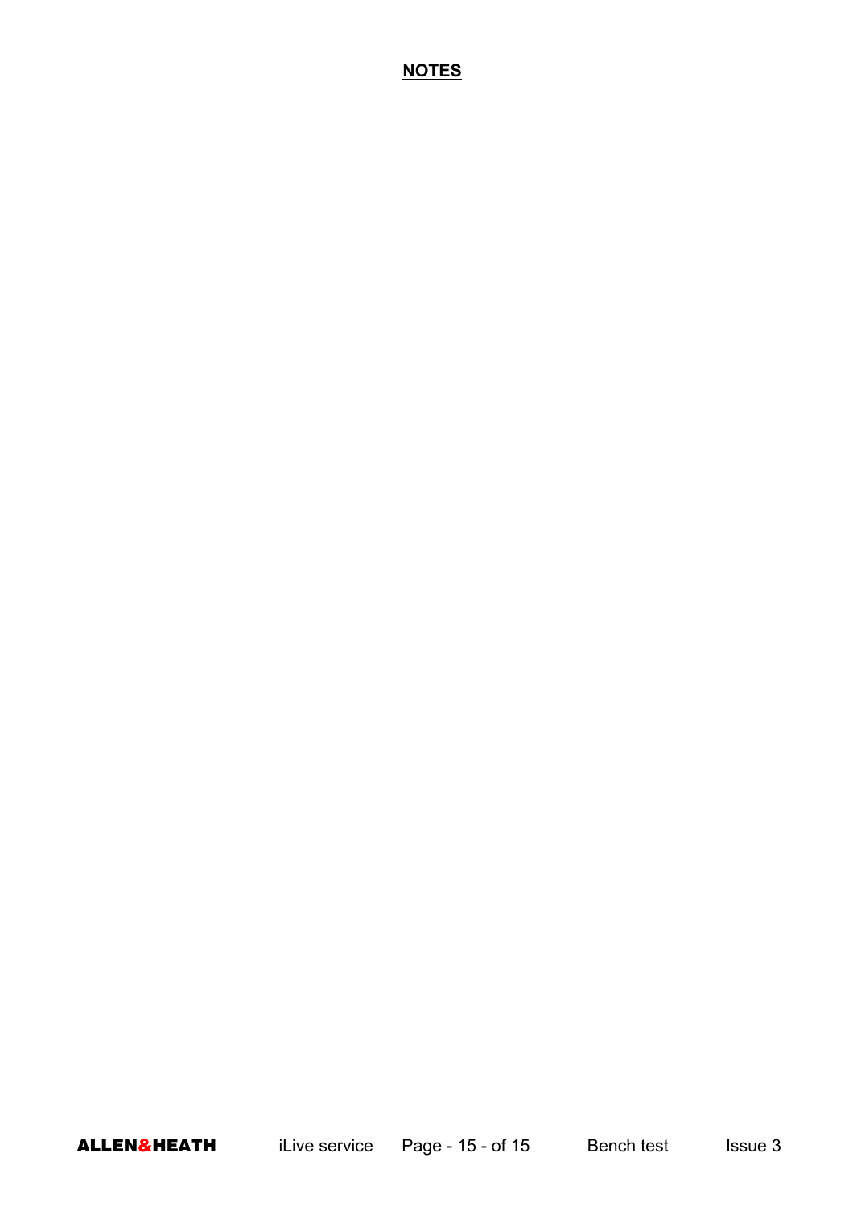**NOTES**